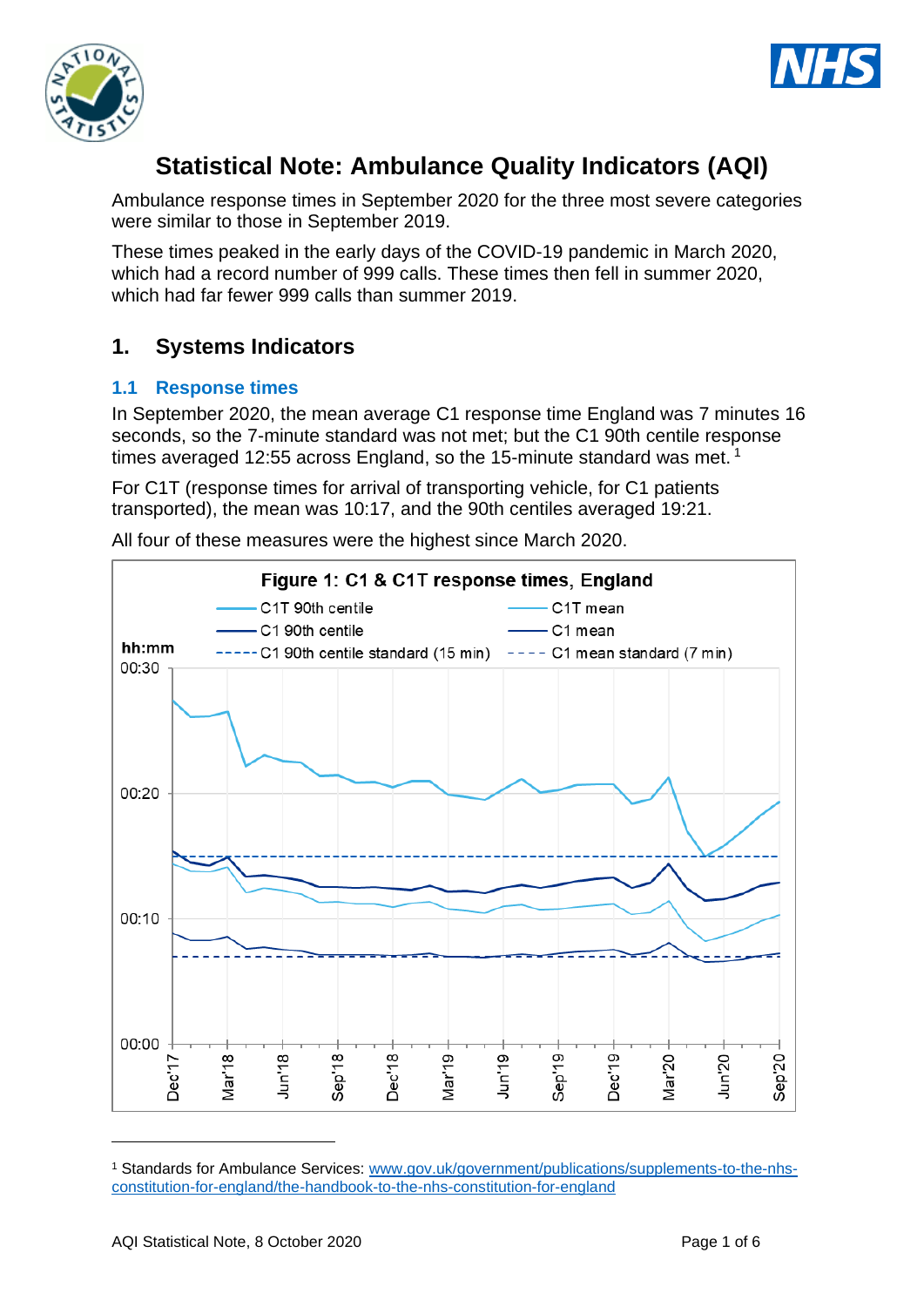# Statistical Note: Ambulance Quality Indicators (AQI)

Ambulance response times in September 2020 for the three most severe categories were similar to those in September 2019.

These times peaked in the early days of the COVID-19 pandemic in March 2020, which had a record number of 999 calls. These times then fell in summer 2020, which had far fewer 999 calls than summer 2019.

## 1. Systems Indicators

### 1.1 Response times

In September 2020, the mean average C1 response time England was 7 minutes 16 seconds, so the 7-minute standard was not met; but the C1 90th centile response times averaged 12:55 across England, so the 15-minute standard was met.[1]

For C1T (response times for arrival of transporting vehicle, for C1 patients transported), the mean was 10:17, and the 90th centiles averaged 19:21.

All four of these measures were the highest since March 2020.

**Figure 1: C1 & C1T response times, England**

[1] Standards for Ambulance Services: www.gov.uk/government/publications/supplements-to-the-nhs-constitution-for-england/the-handbook-to-the-nhs-constitution-for-england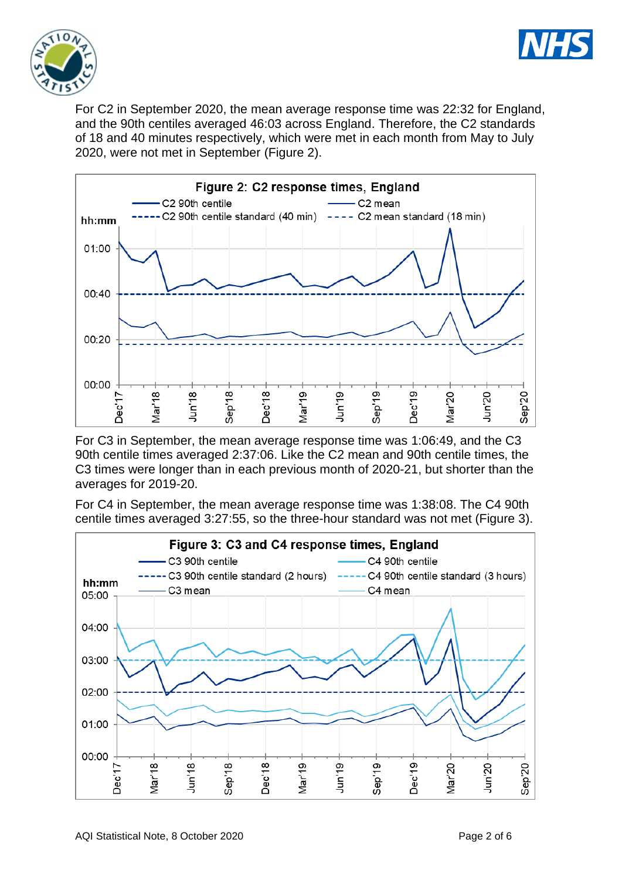For C2 in September 2020, the mean average response time was 22:32 for England, and the 90th centiles averaged 46:03 across England. Therefore, the C2 standards of 18 and 40 minutes respectively, which were met in each month from May to July 2020, were not met in September (Figure 2).

**Figure 2: C2 response times, England**

For C3 in September, the mean average response time was 1:06:49, and the C3 90th centile times averaged 2:37:06. Like the C2 mean and 90th centile times, the C3 times were longer than in each previous month of 2020-21, but shorter than the averages for 2019-20.

For C4 in September, the mean average response time was 1:38:08. The C4 90th centile times averaged 3:27:55, so the three-hour standard was not met (Figure 3).

**Figure 3: C3 and C4 response times, England**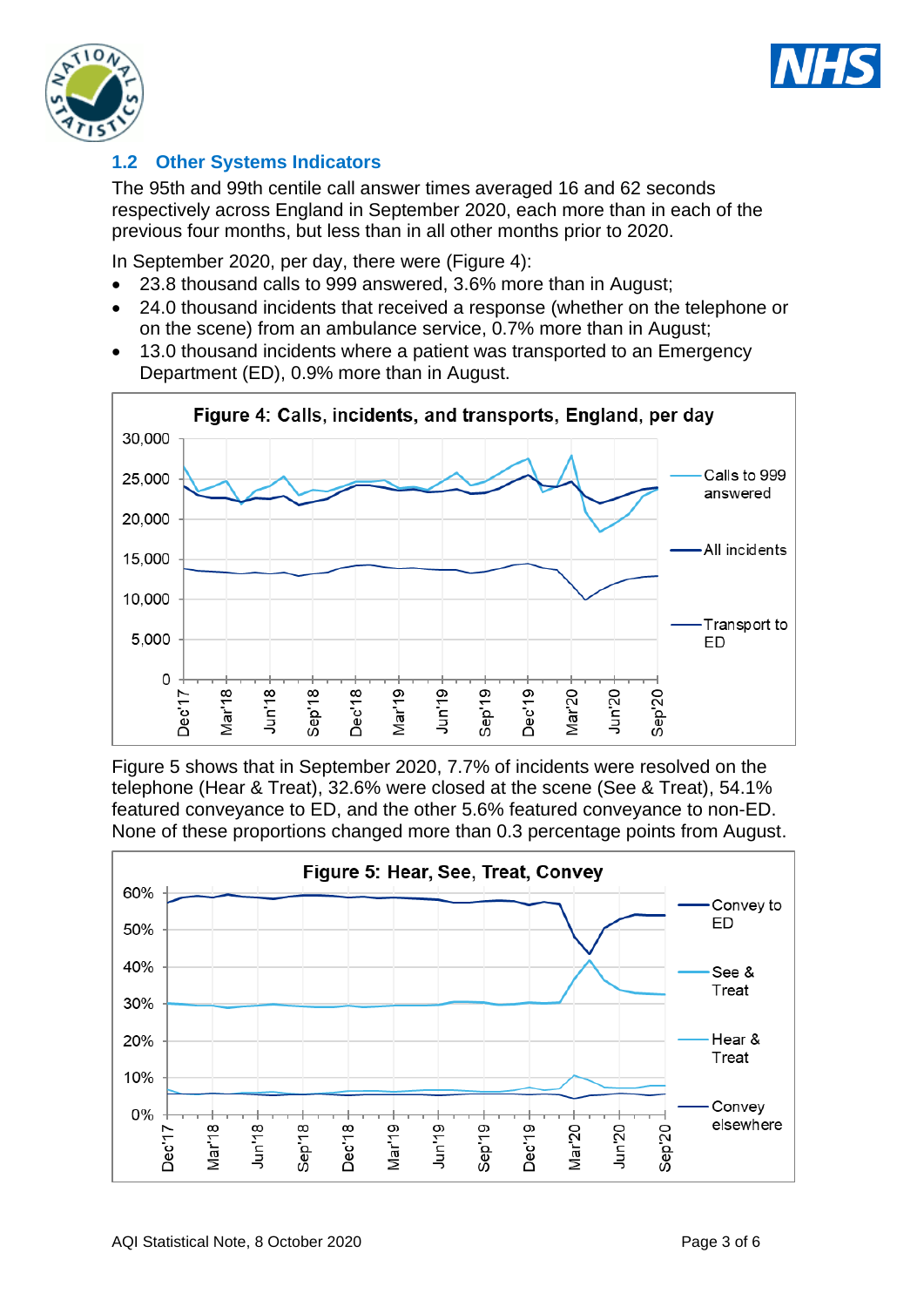## 1.2 Other Systems Indicators

The 95th and 99th centile call answer times averaged 16 and 62 seconds respectively across England in September 2020, each more than in each of the previous four months, but less than in all other months prior to 2020.

In September 2020, per day, there were (Figure 4):

- 23.8 thousand calls to 999 answered, 3.6% more than in August;
- 24.0 thousand incidents that received a response (whether on the telephone or on the scene) from an ambulance service, 0.7% more than in August;
- 13.0 thousand incidents where a patient was transported to an Emergency Department (ED), 0.9% more than in August.

**Figure 4: Calls, incidents, and transports, England, per day**

Figure 5 shows that in September 2020, 7.7% of incidents were resolved on the telephone (Hear & Treat), 32.6% were closed at the scene (See & Treat), 54.1% featured conveyance to ED, and the other 5.6% featured conveyance to non-ED. None of these proportions changed more than 0.3 percentage points from August.

**Figure 5: Hear, See, Treat, Convey**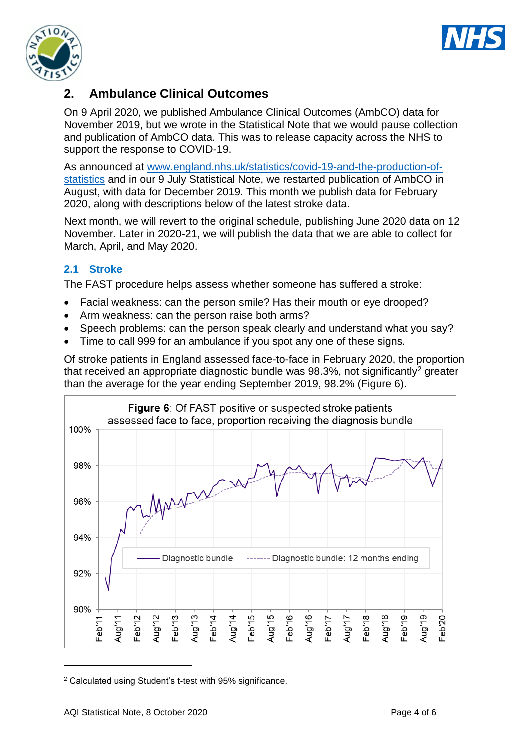## 2. Ambulance Clinical Outcomes

On 9 April 2020, we published Ambulance Clinical Outcomes (AmbCO) data for November 2019, but we wrote in the Statistical Note that we would pause collection and publication of AmbCO data. This was to release capacity across the NHS to support the response to COVID-19.

As announced at www.england.nhs.uk/statistics/covid-19-and-the-production-of-statistics and in our 9 July Statistical Note, we restarted publication of AmbCO in August, with data for December 2019. This month we publish data for February 2020, along with descriptions below of the latest stroke data.

Next month, we will revert to the original schedule, publishing June 2020 data on 12 November. Later in 2020-21, we will publish the data that we are able to collect for March, April, and May 2020.

### 2.1 Stroke

The FAST procedure helps assess whether someone has suffered a stroke:

- Facial weakness: can the person smile? Has their mouth or eye drooped?
- Arm weakness: can the person raise both arms?
- Speech problems: can the person speak clearly and understand what you say?
- Time to call 999 for an ambulance if you spot any one of these signs.

Of stroke patients in England assessed face-to-face in February 2020, the proportion that received an appropriate diagnostic bundle was 98.3%, not significantly[2] greater than the average for the year ending September 2019, 98.2% (Figure 6).

**Figure 6**: Of FAST positive or suspected stroke patients assessed face to face, proportion receiving the diagnosis bundle

---

[2] Calculated using Student's t-test with 95% significance.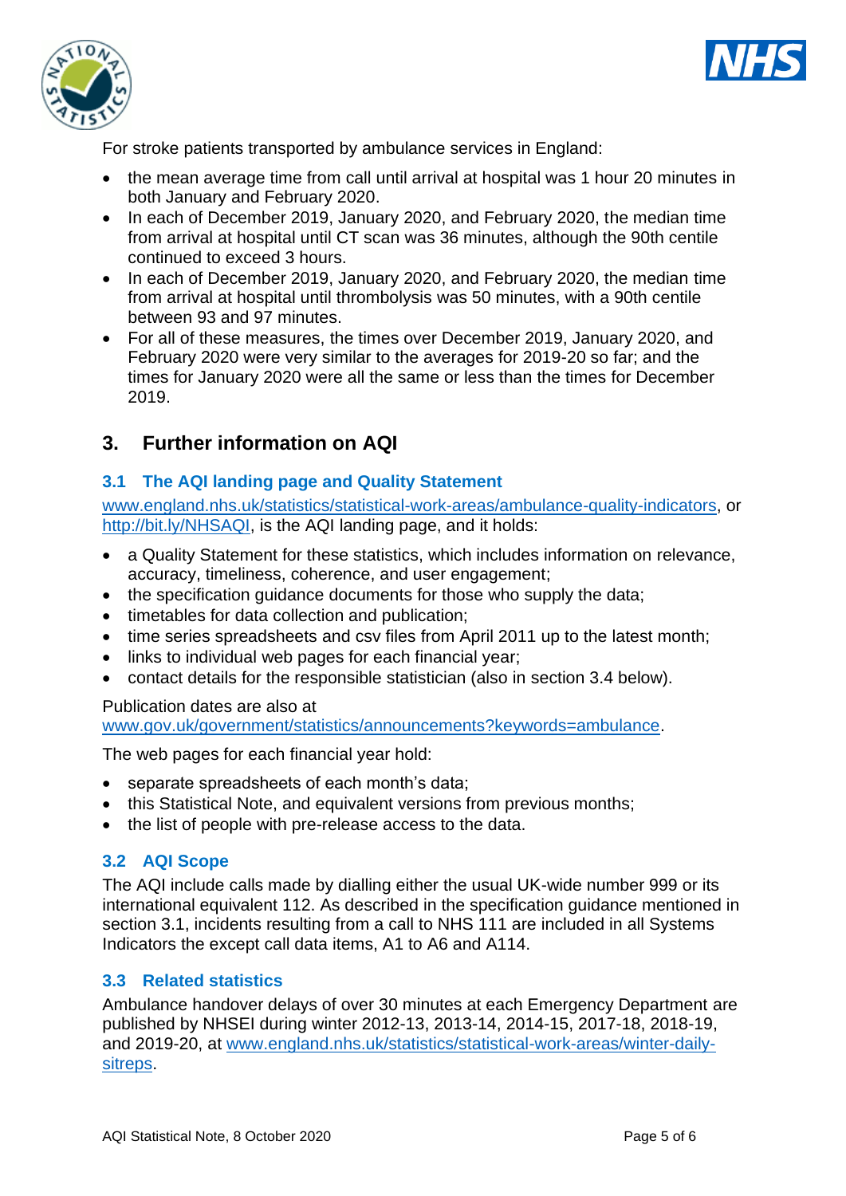For stroke patients transported by ambulance services in England:

- the mean average time from call until arrival at hospital was 1 hour 20 minutes in both January and February 2020.
- In each of December 2019, January 2020, and February 2020, the median time from arrival at hospital until CT scan was 36 minutes, although the 90th centile continued to exceed 3 hours.
- In each of December 2019, January 2020, and February 2020, the median time from arrival at hospital until thrombolysis was 50 minutes, with a 90th centile between 93 and 97 minutes.
- For all of these measures, the times over December 2019, January 2020, and February 2020 were very similar to the averages for 2019-20 so far; and the times for January 2020 were all the same or less than the times for December 2019.

## 3. Further information on AQI

### 3.1 The AQI landing page and Quality Statement

[www.england.nhs.uk/statistics/statistical-work-areas/ambulance-quality-indicators](www.england.nhs.uk/statistics/statistical-work-areas/ambulance-quality-indicators), or [http://bit.ly/NHSAQI](http://bit.ly/NHSAQI), is the AQI landing page, and it holds:

- a Quality Statement for these statistics, which includes information on relevance, accuracy, timeliness, coherence, and user engagement;
- the specification guidance documents for those who supply the data;
- timetables for data collection and publication;
- time series spreadsheets and csv files from April 2011 up to the latest month;
- links to individual web pages for each financial year;
- contact details for the responsible statistician (also in section 3.4 below).

Publication dates are also at [www.gov.uk/government/statistics/announcements?keywords=ambulance](www.gov.uk/government/statistics/announcements?keywords=ambulance).

The web pages for each financial year hold:

- separate spreadsheets of each month's data;
- this Statistical Note, and equivalent versions from previous months;
- the list of people with pre-release access to the data.

### 3.2 AQI Scope

The AQI include calls made by dialling either the usual UK-wide number 999 or its international equivalent 112. As described in the specification guidance mentioned in section 3.1, incidents resulting from a call to NHS 111 are included in all Systems Indicators the except call data items, A1 to A6 and A114.

### 3.3 Related statistics

Ambulance handover delays of over 30 minutes at each Emergency Department are published by NHSEI during winter 2012-13, 2013-14, 2014-15, 2017-18, 2018-19, and 2019-20, at [www.england.nhs.uk/statistics/statistical-work-areas/winter-daily-sitreps](www.england.nhs.uk/statistics/statistical-work-areas/winter-daily-sitreps).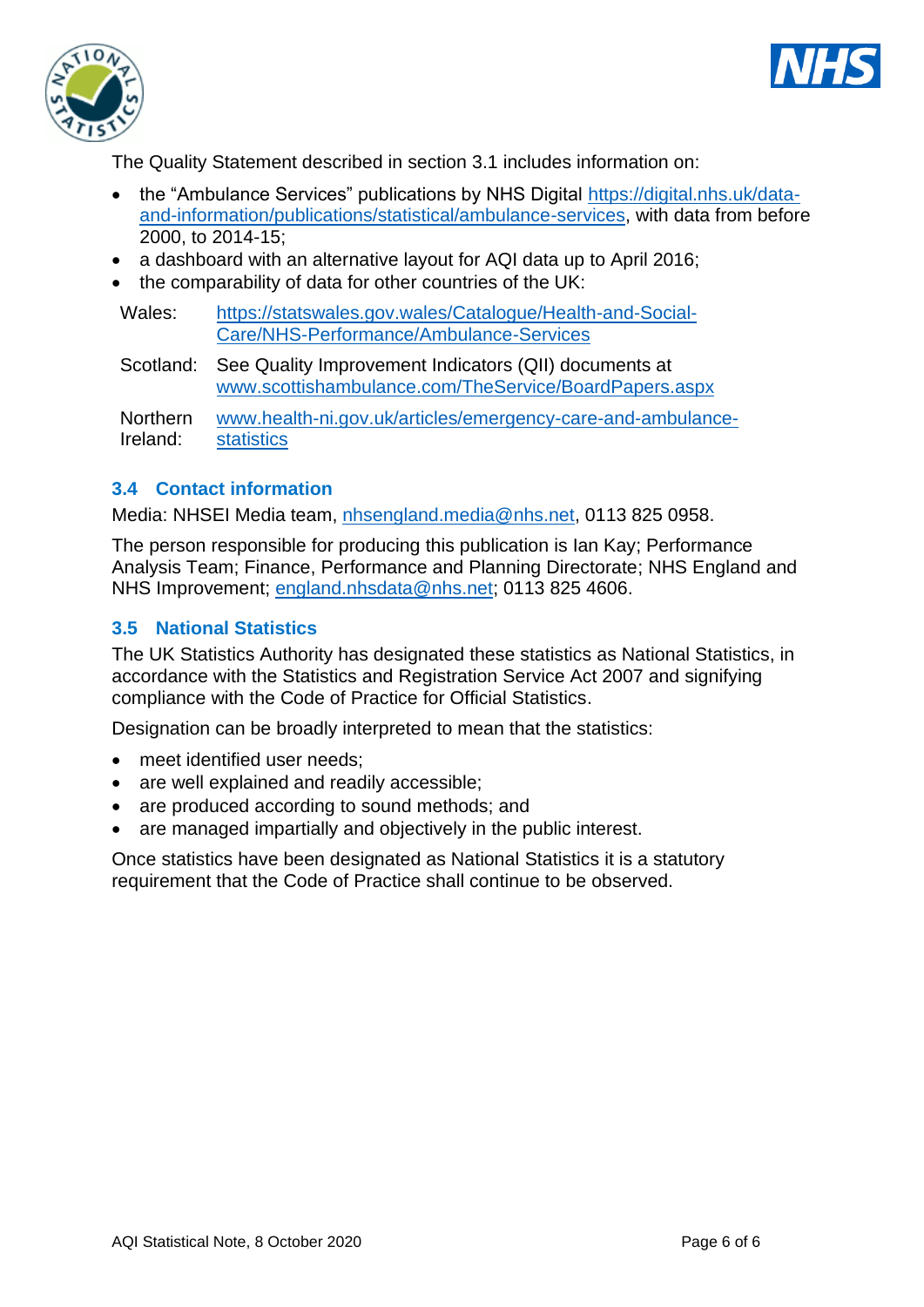The Quality Statement described in section 3.1 includes information on:

- the "Ambulance Services" publications by NHS Digital https://digital.nhs.uk/data-and-information/publications/statistical/ambulance-services, with data from before 2000, to 2014-15;
- a dashboard with an alternative layout for AQI data up to April 2016;
- the comparability of data for other countries of the UK:

| | |
|---|---|
| Wales: | https://statswales.gov.wales/Catalogue/Health-and-Social-Care/NHS-Performance/Ambulance-Services |
| Scotland: | See Quality Improvement Indicators (QII) documents at www.scottishambulance.com/TheService/BoardPapers.aspx |
| Northern Ireland: | www.health-ni.gov.uk/articles/emergency-care-and-ambulance-statistics |

### 3.4 Contact information

Media: NHSEI Media team, nhsengland.media@nhs.net, 0113 825 0958.

The person responsible for producing this publication is Ian Kay; Performance Analysis Team; Finance, Performance and Planning Directorate; NHS England and NHS Improvement; england.nhsdata@nhs.net; 0113 825 4606.

### 3.5 National Statistics

The UK Statistics Authority has designated these statistics as National Statistics, in accordance with the Statistics and Registration Service Act 2007 and signifying compliance with the Code of Practice for Official Statistics.

Designation can be broadly interpreted to mean that the statistics:

- meet identified user needs;
- are well explained and readily accessible;
- are produced according to sound methods; and
- are managed impartially and objectively in the public interest.

Once statistics have been designated as National Statistics it is a statutory requirement that the Code of Practice shall continue to be observed.